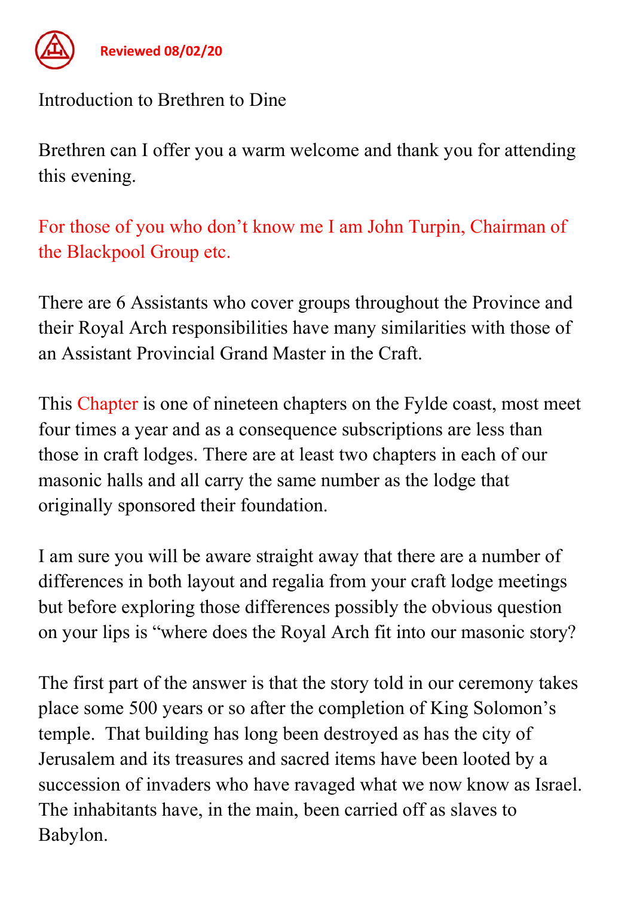Reviewed 08/02/20

Introduction to Brethren to Dine

Brethren can I offer you a warm welcome and thank you for attending this evening.

For those of you who don't know me I am John Turpin, Chairman of the Blackpool Group etc.

There are 6 Assistants who cover groups throughout the Province and their Royal Arch responsibilities have many similarities with those of an Assistant Provincial Grand Master in the Craft.

This Chapter is one of nineteen chapters on the Fylde coast, most meet four times a year and as a consequence subscriptions are less than those in craft lodges. There are at least two chapters in each of our masonic halls and all carry the same number as the lodge that originally sponsored their foundation.

I am sure you will be aware straight away that there are a number of differences in both layout and regalia from your craft lodge meetings but before exploring those differences possibly the obvious question on your lips is "where does the Royal Arch fit into our masonic story?

The first part of the answer is that the story told in our ceremony takes place some 500 years or so after the completion of King Solomon's temple. That building has long been destroyed as has the city of Jerusalem and its treasures and sacred items have been looted by a succession of invaders who have ravaged what we now know as Israel. The inhabitants have, in the main, been carried off as slaves to Babylon.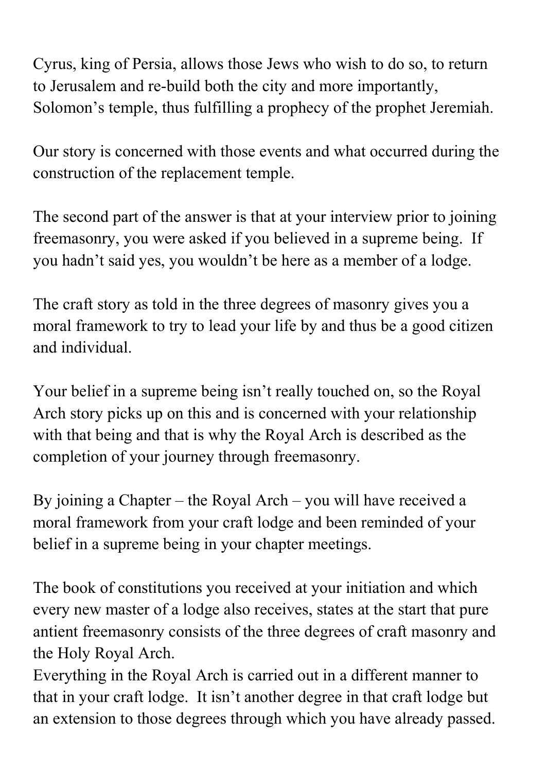Cyrus, king of Persia, allows those Jews who wish to do so, to return to Jerusalem and re-build both the city and more importantly, Solomon's temple, thus fulfilling a prophecy of the prophet Jeremiah.

Our story is concerned with those events and what occurred during the construction of the replacement temple.

The second part of the answer is that at your interview prior to joining freemasonry, you were asked if you believed in a supreme being. If you hadn't said yes, you wouldn't be here as a member of a lodge.

The craft story as told in the three degrees of masonry gives you a moral framework to try to lead your life by and thus be a good citizen and individual.

Your belief in a supreme being isn't really touched on, so the Royal Arch story picks up on this and is concerned with your relationship with that being and that is why the Royal Arch is described as the completion of your journey through freemasonry.

By joining a Chapter – the Royal Arch – you will have received a moral framework from your craft lodge and been reminded of your belief in a supreme being in your chapter meetings.

The book of constitutions you received at your initiation and which every new master of a lodge also receives, states at the start that pure antient freemasonry consists of the three degrees of craft masonry and the Holy Royal Arch.

Everything in the Royal Arch is carried out in a different manner to that in your craft lodge. It isn't another degree in that craft lodge but an extension to those degrees through which you have already passed.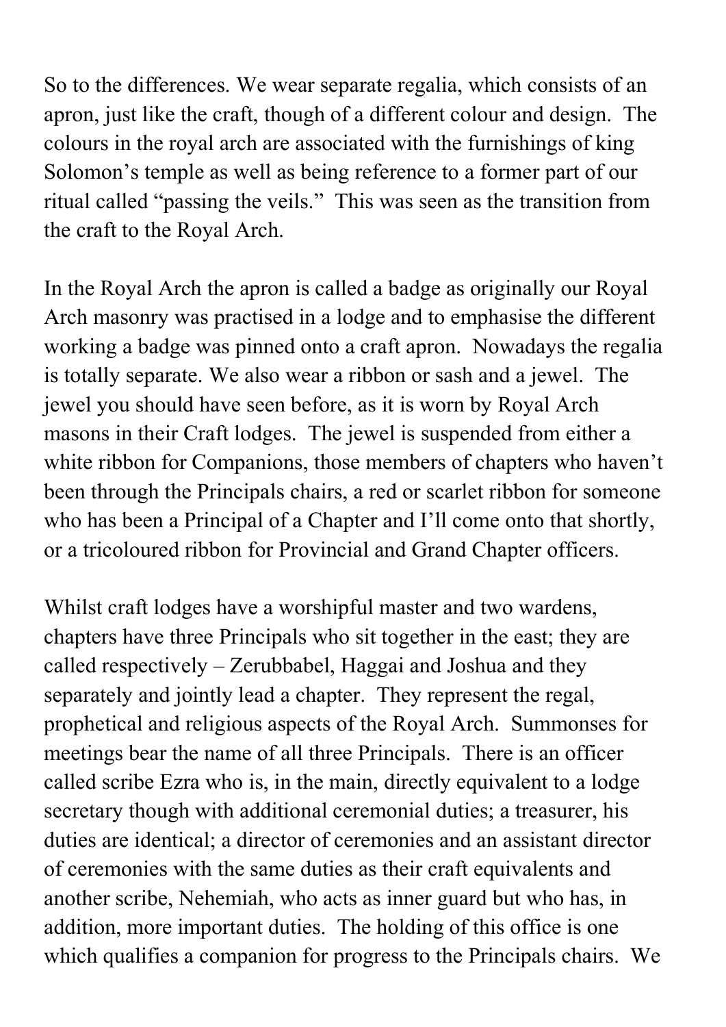So to the differences. We wear separate regalia, which consists of an apron, just like the craft, though of a different colour and design. The colours in the royal arch are associated with the furnishings of king Solomon's temple as well as being reference to a former part of our ritual called "passing the veils." This was seen as the transition from the craft to the Royal Arch.

In the Royal Arch the apron is called a badge as originally our Royal Arch masonry was practised in a lodge and to emphasise the different working a badge was pinned onto a craft apron. Nowadays the regalia is totally separate. We also wear a ribbon or sash and a jewel. The jewel you should have seen before, as it is worn by Royal Arch masons in their Craft lodges. The jewel is suspended from either a white ribbon for Companions, those members of chapters who haven't been through the Principals chairs, a red or scarlet ribbon for someone who has been a Principal of a Chapter and I'll come onto that shortly, or a tricoloured ribbon for Provincial and Grand Chapter officers.

Whilst craft lodges have a worshipful master and two wardens, chapters have three Principals who sit together in the east; they are called respectively – Zerubbabel, Haggai and Joshua and they separately and jointly lead a chapter. They represent the regal, prophetical and religious aspects of the Royal Arch. Summonses for meetings bear the name of all three Principals. There is an officer called scribe Ezra who is, in the main, directly equivalent to a lodge secretary though with additional ceremonial duties; a treasurer, his duties are identical; a director of ceremonies and an assistant director of ceremonies with the same duties as their craft equivalents and another scribe, Nehemiah, who acts as inner guard but who has, in addition, more important duties. The holding of this office is one which qualifies a companion for progress to the Principals chairs. We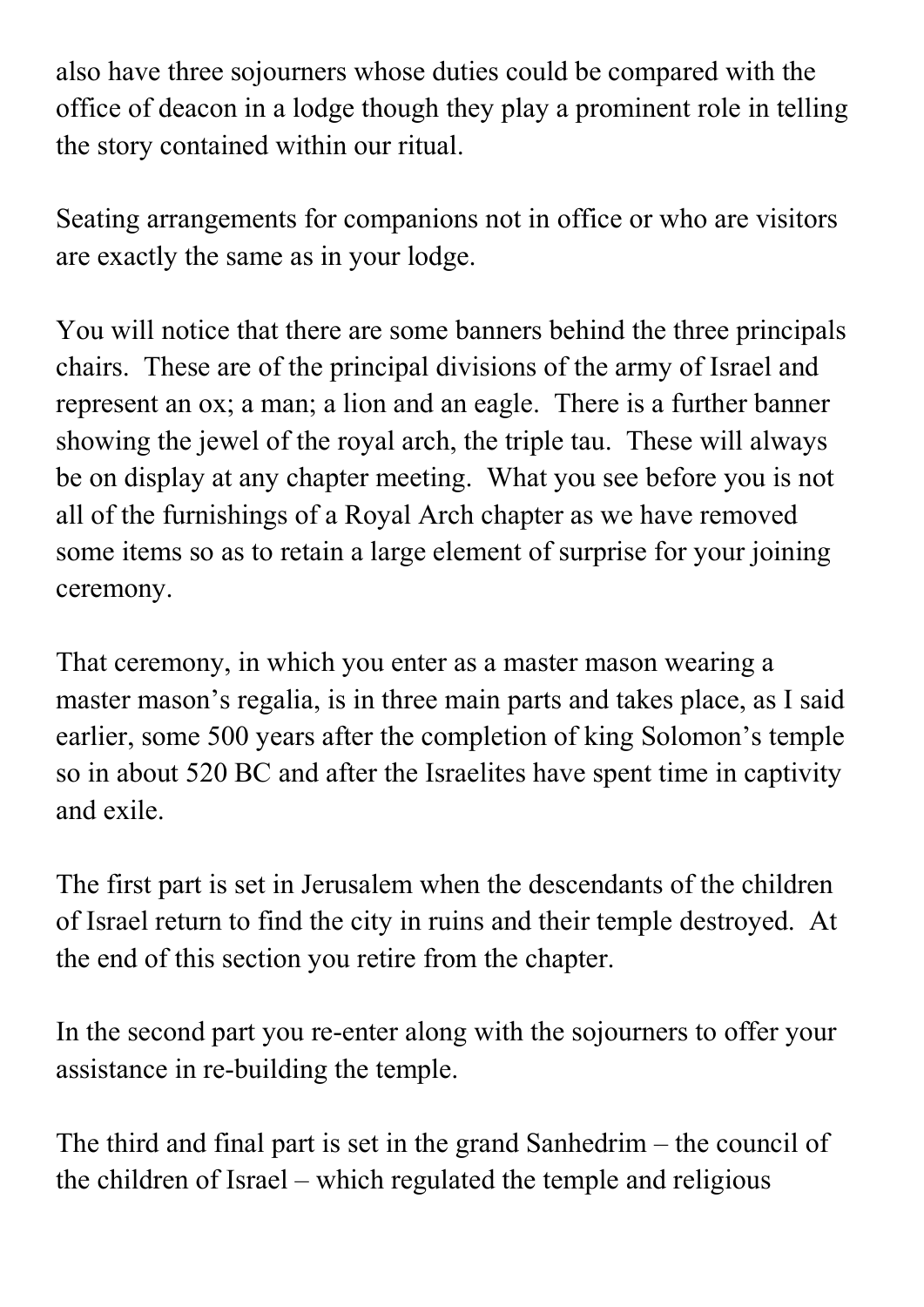also have three sojourners whose duties could be compared with the office of deacon in a lodge though they play a prominent role in telling the story contained within our ritual.

Seating arrangements for companions not in office or who are visitors are exactly the same as in your lodge.

You will notice that there are some banners behind the three principals chairs. These are of the principal divisions of the army of Israel and represent an ox; a man; a lion and an eagle. There is a further banner showing the jewel of the royal arch, the triple tau. These will always be on display at any chapter meeting. What you see before you is not all of the furnishings of a Royal Arch chapter as we have removed some items so as to retain a large element of surprise for your joining ceremony.

That ceremony, in which you enter as a master mason wearing a master mason's regalia, is in three main parts and takes place, as I said earlier, some 500 years after the completion of king Solomon's temple so in about 520 BC and after the Israelites have spent time in captivity and exile.

The first part is set in Jerusalem when the descendants of the children of Israel return to find the city in ruins and their temple destroyed. At the end of this section you retire from the chapter.

In the second part you re-enter along with the sojourners to offer your assistance in re-building the temple.

The third and final part is set in the grand Sanhedrim – the council of the children of Israel – which regulated the temple and religious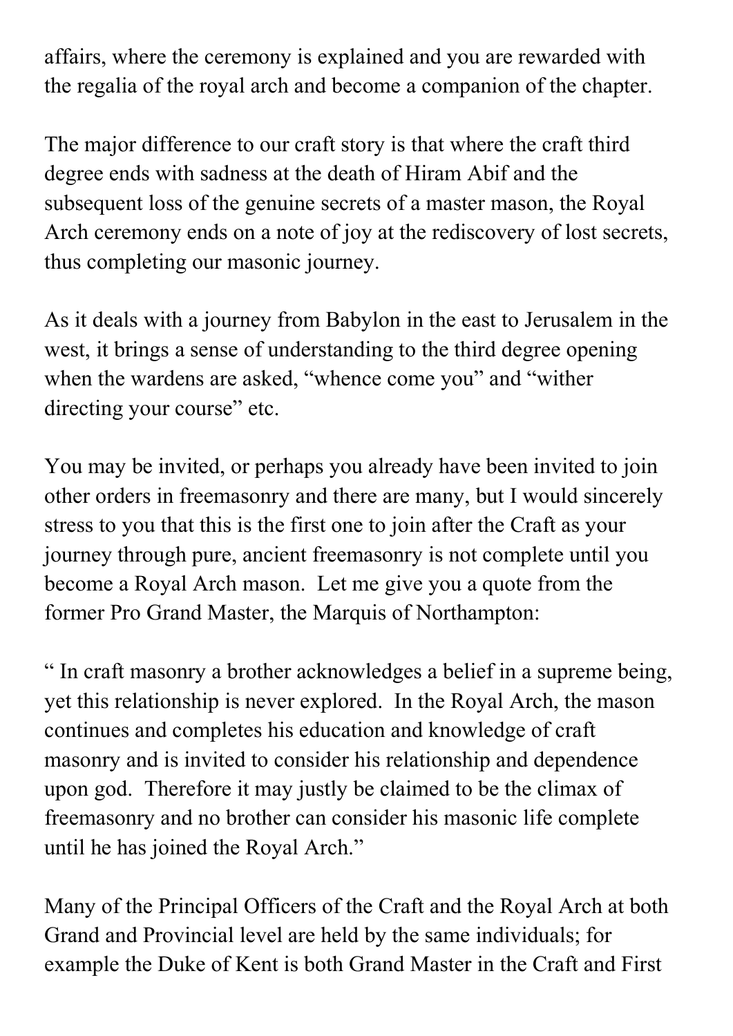affairs, where the ceremony is explained and you are rewarded with the regalia of the royal arch and become a companion of the chapter.

The major difference to our craft story is that where the craft third degree ends with sadness at the death of Hiram Abif and the subsequent loss of the genuine secrets of a master mason, the Royal Arch ceremony ends on a note of joy at the rediscovery of lost secrets, thus completing our masonic journey.

As it deals with a journey from Babylon in the east to Jerusalem in the west, it brings a sense of understanding to the third degree opening when the wardens are asked, "whence come you" and "wither directing your course" etc.

You may be invited, or perhaps you already have been invited to join other orders in freemasonry and there are many, but I would sincerely stress to you that this is the first one to join after the Craft as your journey through pure, ancient freemasonry is not complete until you become a Royal Arch mason. Let me give you a quote from the former Pro Grand Master, the Marquis of Northampton:

" In craft masonry a brother acknowledges a belief in a supreme being, yet this relationship is never explored. In the Royal Arch, the mason continues and completes his education and knowledge of craft masonry and is invited to consider his relationship and dependence upon god. Therefore it may justly be claimed to be the climax of freemasonry and no brother can consider his masonic life complete until he has joined the Royal Arch."

Many of the Principal Officers of the Craft and the Royal Arch at both Grand and Provincial level are held by the same individuals; for example the Duke of Kent is both Grand Master in the Craft and First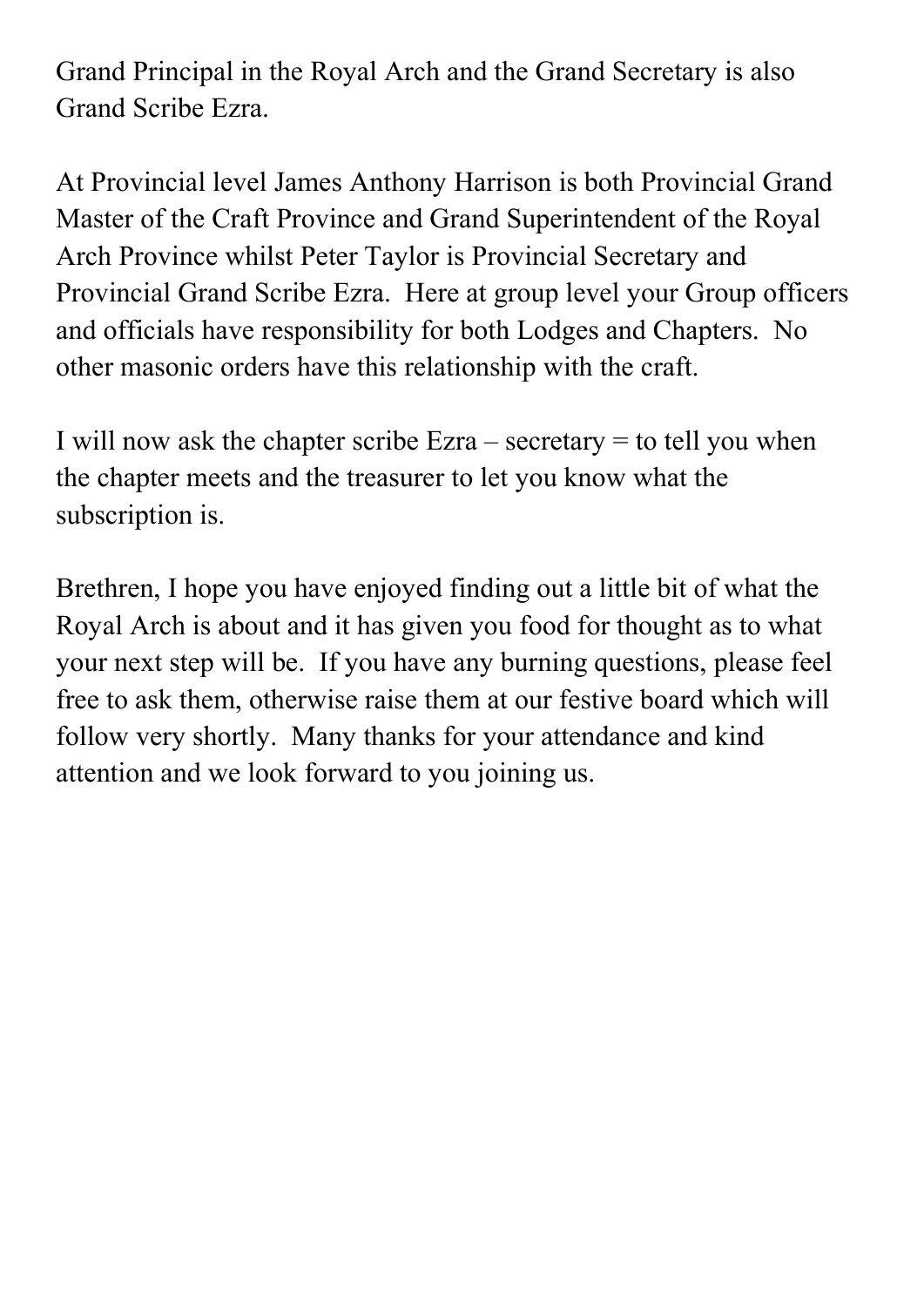Grand Principal in the Royal Arch and the Grand Secretary is also Grand Scribe Ezra.

At Provincial level James Anthony Harrison is both Provincial Grand Master of the Craft Province and Grand Superintendent of the Royal Arch Province whilst Peter Taylor is Provincial Secretary and Provincial Grand Scribe Ezra. Here at group level your Group officers and officials have responsibility for both Lodges and Chapters. No other masonic orders have this relationship with the craft.

I will now ask the chapter scribe Ezra – secretary = to tell you when the chapter meets and the treasurer to let you know what the subscription is.

Brethren, I hope you have enjoyed finding out a little bit of what the Royal Arch is about and it has given you food for thought as to what your next step will be. If you have any burning questions, please feel free to ask them, otherwise raise them at our festive board which will follow very shortly. Many thanks for your attendance and kind attention and we look forward to you joining us.